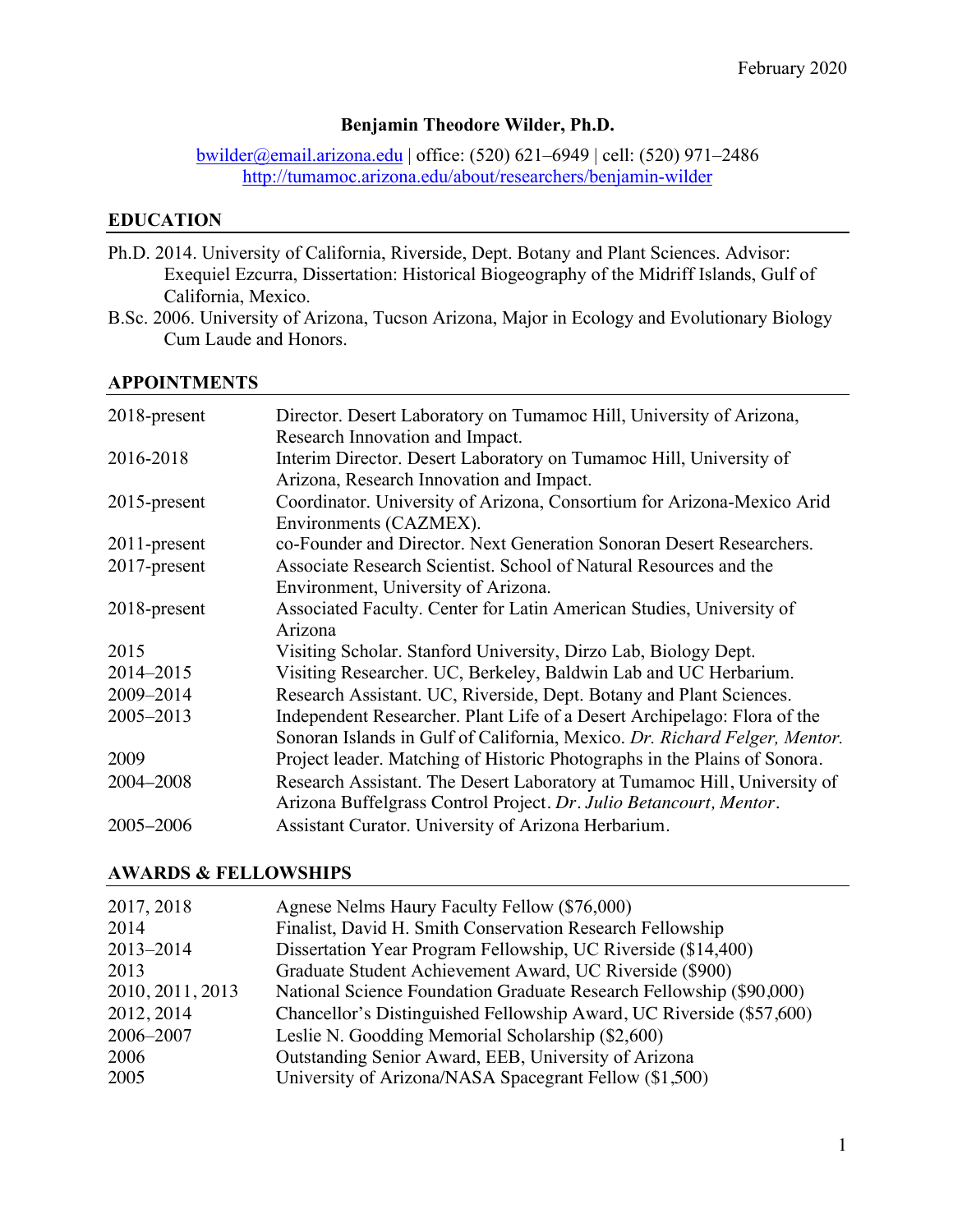February 2020

# Benjamin Theodore Wilder, Ph.D.

bwilder@email.arizona.edu | office: (520) 621–6949 | cell: (520) 971–2486
http://tumamoc.arizona.edu/about/researchers/benjamin-wilder

## EDUCATION

Ph.D. 2014. University of California, Riverside, Dept. Botany and Plant Sciences. Advisor: Exequiel Ezcurra, Dissertation: Historical Biogeography of the Midriff Islands, Gulf of California, Mexico.

B.Sc. 2006. University of Arizona, Tucson Arizona, Major in Ecology and Evolutionary Biology Cum Laude and Honors.

## APPOINTMENTS

| | |
|---|---|
| 2018-present | Director. Desert Laboratory on Tumamoc Hill, University of Arizona, Research Innovation and Impact. |
| 2016-2018 | Interim Director. Desert Laboratory on Tumamoc Hill, University of Arizona, Research Innovation and Impact. |
| 2015-present | Coordinator. University of Arizona, Consortium for Arizona-Mexico Arid Environments (CAZMEX). |
| 2011-present | co-Founder and Director. Next Generation Sonoran Desert Researchers. |
| 2017-present | Associate Research Scientist. School of Natural Resources and the Environment, University of Arizona. |
| 2018-present | Associated Faculty. Center for Latin American Studies, University of Arizona |
| 2015 | Visiting Scholar. Stanford University, Dirzo Lab, Biology Dept. |
| 2014–2015 | Visiting Researcher. UC, Berkeley, Baldwin Lab and UC Herbarium. |
| 2009–2014 | Research Assistant. UC, Riverside, Dept. Botany and Plant Sciences. |
| 2005–2013 | Independent Researcher. Plant Life of a Desert Archipelago: Flora of the Sonoran Islands in Gulf of California, Mexico. *Dr. Richard Felger, Mentor.* |
| 2009 | Project leader. Matching of Historic Photographs in the Plains of Sonora. |
| 2004–2008 | Research Assistant. The Desert Laboratory at Tumamoc Hill, University of Arizona Buffelgrass Control Project. *Dr. Julio Betancourt, Mentor*. |
| 2005–2006 | Assistant Curator. University of Arizona Herbarium. |

## AWARDS & FELLOWSHIPS

| | |
|---|---|
| 2017, 2018 | Agnese Nelms Haury Faculty Fellow ($76,000) |
| 2014 | Finalist, David H. Smith Conservation Research Fellowship |
| 2013–2014 | Dissertation Year Program Fellowship, UC Riverside ($14,400) |
| 2013 | Graduate Student Achievement Award, UC Riverside ($900) |
| 2010, 2011, 2013 | National Science Foundation Graduate Research Fellowship ($90,000) |
| 2012, 2014 | Chancellor's Distinguished Fellowship Award, UC Riverside ($57,600) |
| 2006–2007 | Leslie N. Goodding Memorial Scholarship ($2,600) |
| 2006 | Outstanding Senior Award, EEB, University of Arizona |
| 2005 | University of Arizona/NASA Spacegrant Fellow ($1,500) |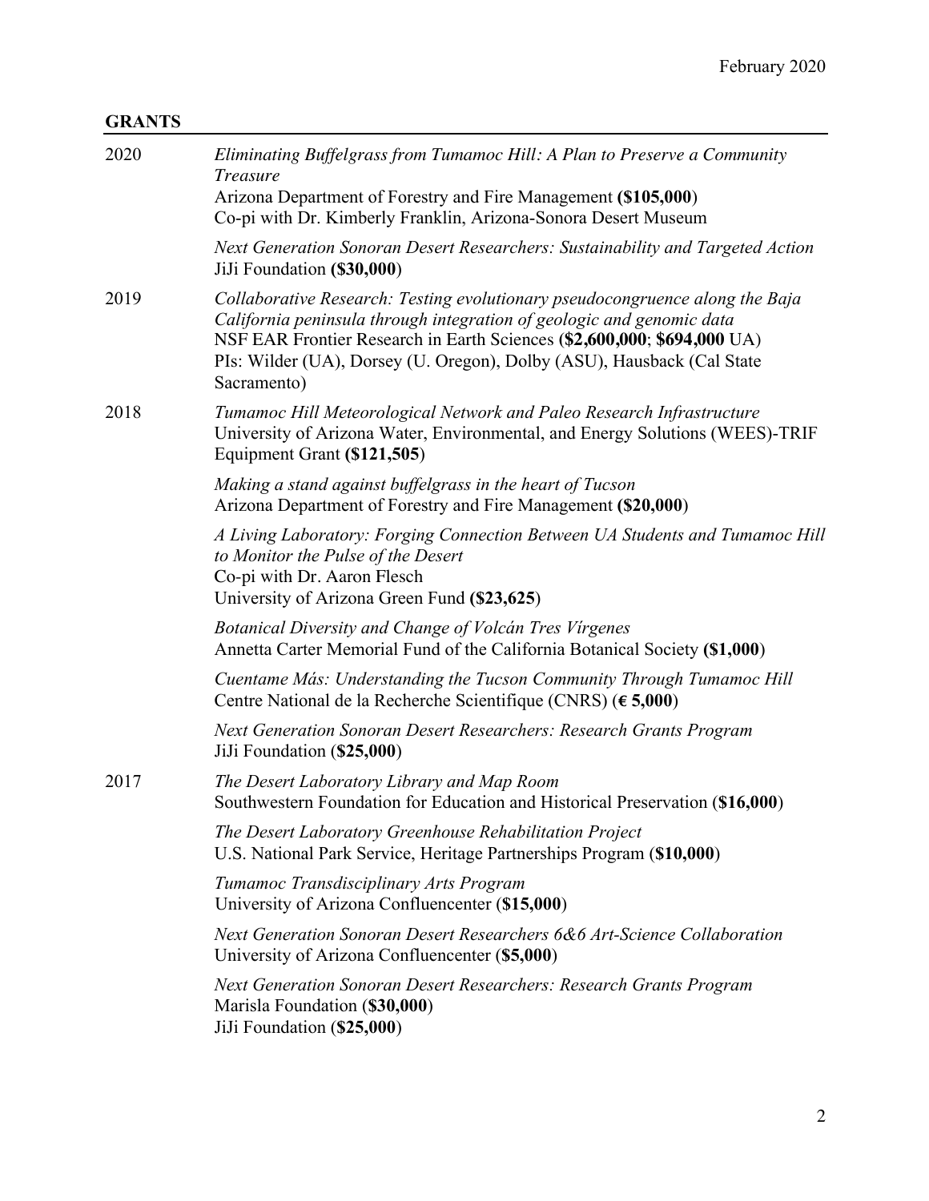## GRANTS

**2020**

*Eliminating Buffelgrass from Tumamoc Hill: A Plan to Preserve a Community Treasure*
Arizona Department of Forestry and Fire Management (**$105,000**)
Co-pi with Dr. Kimberly Franklin, Arizona-Sonora Desert Museum

*Next Generation Sonoran Desert Researchers: Sustainability and Targeted Action*
JiJi Foundation (**$30,000**)

**2019**

*Collaborative Research: Testing evolutionary pseudocongruence along the Baja California peninsula through integration of geologic and genomic data*
NSF EAR Frontier Research in Earth Sciences (**$2,600,000**; **$694,000** UA)
PIs: Wilder (UA), Dorsey (U. Oregon), Dolby (ASU), Hausback (Cal State Sacramento)

**2018**

*Tumamoc Hill Meteorological Network and Paleo Research Infrastructure*
University of Arizona Water, Environmental, and Energy Solutions (WEES)-TRIF Equipment Grant (**$121,505**)

*Making a stand against buffelgrass in the heart of Tucson*
Arizona Department of Forestry and Fire Management (**$20,000**)

*A Living Laboratory: Forging Connection Between UA Students and Tumamoc Hill to Monitor the Pulse of the Desert*
Co-pi with Dr. Aaron Flesch
University of Arizona Green Fund (**$23,625**)

*Botanical Diversity and Change of Volcán Tres Vírgenes*
Annetta Carter Memorial Fund of the California Botanical Society (**$1,000**)

*Cuentame Más: Understanding the Tucson Community Through Tumamoc Hill*
Centre National de la Recherche Scientifique (CNRS) (**€ 5,000**)

*Next Generation Sonoran Desert Researchers: Research Grants Program*
JiJi Foundation (**$25,000**)

**2017**

*The Desert Laboratory Library and Map Room*
Southwestern Foundation for Education and Historical Preservation (**$16,000**)

*The Desert Laboratory Greenhouse Rehabilitation Project*
U.S. National Park Service, Heritage Partnerships Program (**$10,000**)

*Tumamoc Transdisciplinary Arts Program*
University of Arizona Confluencenter (**$15,000**)

*Next Generation Sonoran Desert Researchers 6&6 Art-Science Collaboration*
University of Arizona Confluencenter (**$5,000**)

*Next Generation Sonoran Desert Researchers: Research Grants Program*
Marisla Foundation (**$30,000**)
JiJi Foundation (**$25,000**)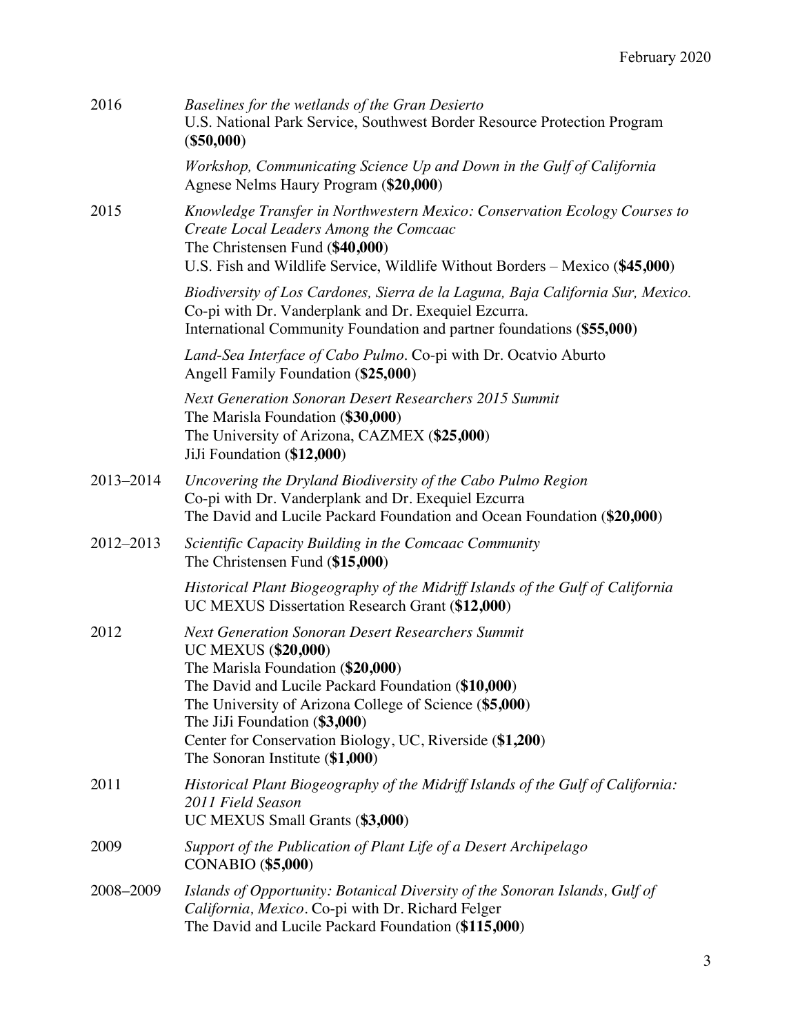2016 *Baselines for the wetlands of the Gran Desierto*
U.S. National Park Service, Southwest Border Resource Protection Program (**$50,000**)

*Workshop, Communicating Science Up and Down in the Gulf of California*
Agnese Nelms Haury Program (**$20,000**)

2015 *Knowledge Transfer in Northwestern Mexico: Conservation Ecology Courses to Create Local Leaders Among the Comcaac*
The Christensen Fund (**$40,000**)
U.S. Fish and Wildlife Service, Wildlife Without Borders – Mexico (**$45,000**)

*Biodiversity of Los Cardones, Sierra de la Laguna, Baja California Sur, Mexico.* Co-pi with Dr. Vanderplank and Dr. Exequiel Ezcurra.
International Community Foundation and partner foundations (**$55,000**)

*Land-Sea Interface of Cabo Pulmo*. Co-pi with Dr. Ocatvio Aburto
Angell Family Foundation (**$25,000**)

*Next Generation Sonoran Desert Researchers 2015 Summit*
The Marisla Foundation (**$30,000**)
The University of Arizona, CAZMEX (**$25,000**)
JiJi Foundation (**$12,000**)

2013–2014 *Uncovering the Dryland Biodiversity of the Cabo Pulmo Region*
Co-pi with Dr. Vanderplank and Dr. Exequiel Ezcurra
The David and Lucile Packard Foundation and Ocean Foundation (**$20,000**)

2012–2013 *Scientific Capacity Building in the Comcaac Community*
The Christensen Fund (**$15,000**)

*Historical Plant Biogeography of the Midriff Islands of the Gulf of California*
UC MEXUS Dissertation Research Grant (**$12,000**)

2012 *Next Generation Sonoran Desert Researchers Summit*
UC MEXUS (**$20,000**)
The Marisla Foundation (**$20,000**)
The David and Lucile Packard Foundation (**$10,000**)
The University of Arizona College of Science (**$5,000**)
The JiJi Foundation (**$3,000**)
Center for Conservation Biology, UC, Riverside (**$1,200**)
The Sonoran Institute (**$1,000**)

2011 *Historical Plant Biogeography of the Midriff Islands of the Gulf of California: 2011 Field Season*
UC MEXUS Small Grants (**$3,000**)

2009 *Support of the Publication of Plant Life of a Desert Archipelago*
CONABIO (**$5,000**)

2008–2009 *Islands of Opportunity: Botanical Diversity of the Sonoran Islands, Gulf of California, Mexico*. Co-pi with Dr. Richard Felger
The David and Lucile Packard Foundation (**$115,000**)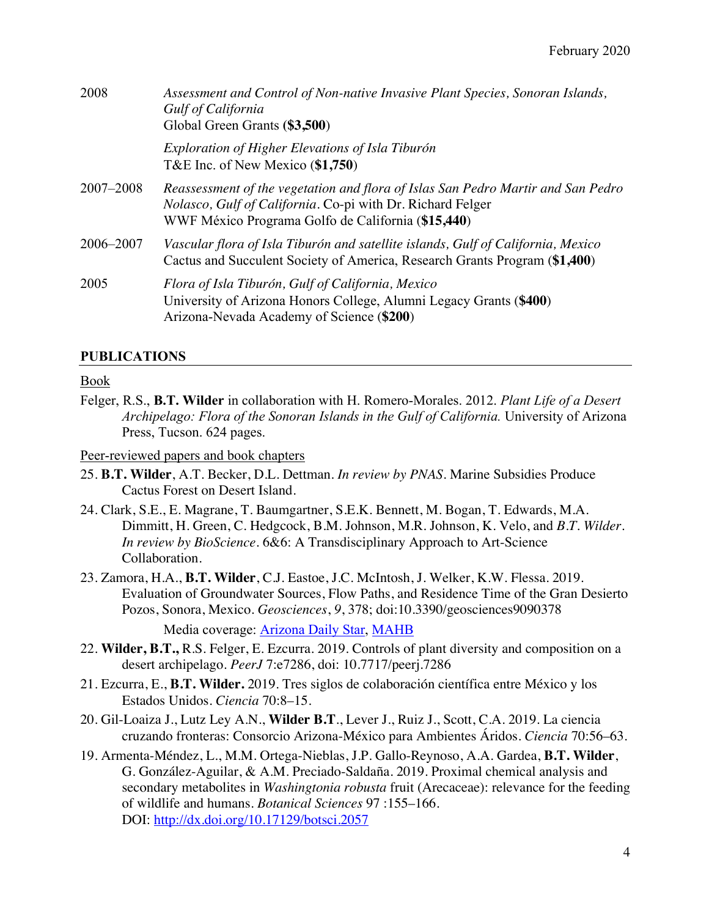2008 *Assessment and Control of Non-native Invasive Plant Species, Sonoran Islands, Gulf of California*
Global Green Grants (**$3,500**)

*Exploration of Higher Elevations of Isla Tiburón*
T&E Inc. of New Mexico (**$1,750**)

2007–2008 *Reassessment of the vegetation and flora of Islas San Pedro Martir and San Pedro Nolasco, Gulf of California*. Co-pi with Dr. Richard Felger
WWF México Programa Golfo de California (**$15,440**)

2006–2007 *Vascular flora of Isla Tiburón and satellite islands, Gulf of California, Mexico*
Cactus and Succulent Society of America, Research Grants Program (**$1,400**)

2005 *Flora of Isla Tiburón, Gulf of California, Mexico*
University of Arizona Honors College, Alumni Legacy Grants (**$400**)
Arizona-Nevada Academy of Science (**$200**)

## PUBLICATIONS

Book

Felger, R.S., **B.T. Wilder** in collaboration with H. Romero-Morales. 2012. *Plant Life of a Desert Archipelago: Flora of the Sonoran Islands in the Gulf of California.* University of Arizona Press, Tucson. 624 pages.

Peer-reviewed papers and book chapters

25. **B.T. Wilder**, A.T. Becker, D.L. Dettman. *In review by PNAS*. Marine Subsidies Produce Cactus Forest on Desert Island.
24. Clark, S.E., E. Magrane, T. Baumgartner, S.E.K. Bennett, M. Bogan, T. Edwards, M.A. Dimmitt, H. Green, C. Hedgcock, B.M. Johnson, M.R. Johnson, K. Velo, and *B.T. Wilder*. *In review by BioScience*. 6&6: A Transdisciplinary Approach to Art-Science Collaboration.
23. Zamora, H.A., **B.T. Wilder**, C.J. Eastoe, J.C. McIntosh, J. Welker, K.W. Flessa. 2019. Evaluation of Groundwater Sources, Flow Paths, and Residence Time of the Gran Desierto Pozos, Sonora, Mexico. *Geosciences*, *9*, 378; doi:10.3390/geosciences9090378

    Media coverage: Arizona Daily Star, MAHB
22. **Wilder, B.T.,** R.S. Felger, E. Ezcurra. 2019. Controls of plant diversity and composition on a desert archipelago. *PeerJ* 7:e7286, doi: 10.7717/peerj.7286
21. Ezcurra, E., **B.T. Wilder.** 2019. Tres siglos de colaboración científica entre México y los Estados Unidos. *Ciencia* 70:8–15.
20. Gil-Loaiza J., Lutz Ley A.N., **Wilder B.T**., Lever J., Ruiz J., Scott, C.A. 2019. La ciencia cruzando fronteras: Consorcio Arizona-México para Ambientes Áridos. *Ciencia* 70:56–63.
19. Armenta-Méndez, L., M.M. Ortega-Nieblas, J.P. Gallo-Reynoso, A.A. Gardea, **B.T. Wilder**, G. González-Aguilar, & A.M. Preciado-Saldaña. 2019. Proximal chemical analysis and secondary metabolites in *Washingtonia robusta* fruit (Arecaceae): relevance for the feeding of wildlife and humans. *Botanical Sciences* 97 :155–166.
    DOI: http://dx.doi.org/10.17129/botsci.2057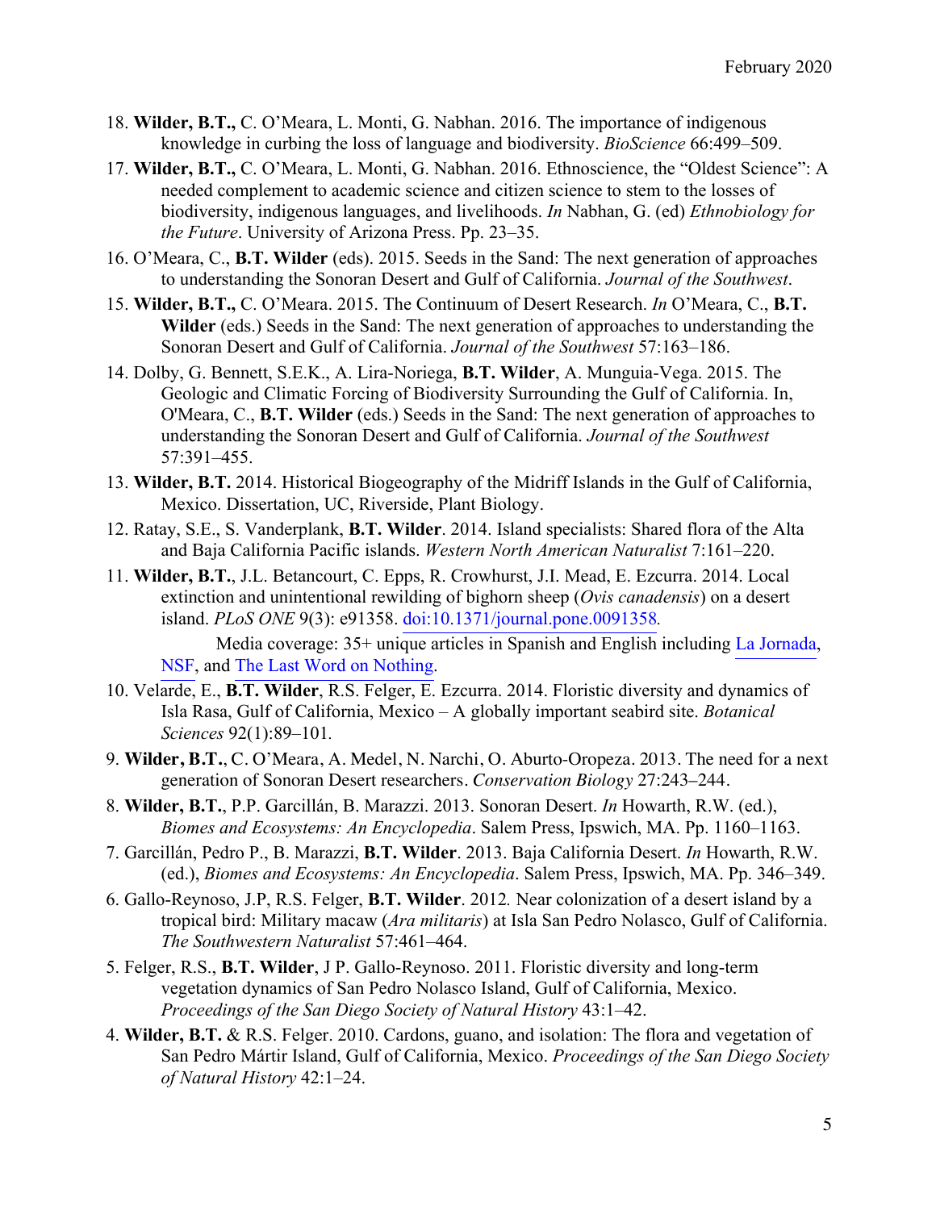18. **Wilder, B.T.,** C. O'Meara, L. Monti, G. Nabhan. 2016. The importance of indigenous knowledge in curbing the loss of language and biodiversity. *BioScience* 66:499–509.
17. **Wilder, B.T.,** C. O'Meara, L. Monti, G. Nabhan. 2016. Ethnoscience, the "Oldest Science": A needed complement to academic science and citizen science to stem to the losses of biodiversity, indigenous languages, and livelihoods. *In* Nabhan, G. (ed) *Ethnobiology for the Future*. University of Arizona Press. Pp. 23–35.
16. O'Meara, C., **B.T. Wilder** (eds). 2015. Seeds in the Sand: The next generation of approaches to understanding the Sonoran Desert and Gulf of California. *Journal of the Southwest*.
15. **Wilder, B.T.,** C. O'Meara. 2015. The Continuum of Desert Research. *In* O'Meara, C., **B.T. Wilder** (eds.) Seeds in the Sand: The next generation of approaches to understanding the Sonoran Desert and Gulf of California. *Journal of the Southwest* 57:163–186.
14. Dolby, G. Bennett, S.E.K., A. Lira-Noriega, **B.T. Wilder**, A. Munguia-Vega. 2015. The Geologic and Climatic Forcing of Biodiversity Surrounding the Gulf of California. In, O'Meara, C., **B.T. Wilder** (eds.) Seeds in the Sand: The next generation of approaches to understanding the Sonoran Desert and Gulf of California. *Journal of the Southwest* 57:391–455.
13. **Wilder, B.T.** 2014. Historical Biogeography of the Midriff Islands in the Gulf of California, Mexico. Dissertation, UC, Riverside, Plant Biology.
12. Ratay, S.E., S. Vanderplank, **B.T. Wilder**. 2014. Island specialists: Shared flora of the Alta and Baja California Pacific islands. *Western North American Naturalist* 7:161–220.
11. **Wilder, B.T.**, J.L. Betancourt, C. Epps, R. Crowhurst, J.I. Mead, E. Ezcurra. 2014. Local extinction and unintentional rewilding of bighorn sheep (*Ovis canadensis*) on a desert island. *PLoS ONE* 9(3): e91358. doi:10.1371/journal.pone.0091358.

    Media coverage: 35+ unique articles in Spanish and English including La Jornada, NSF, and The Last Word on Nothing.
10. Velarde, E., **B.T. Wilder**, R.S. Felger, E. Ezcurra. 2014. Floristic diversity and dynamics of Isla Rasa, Gulf of California, Mexico – A globally important seabird site. *Botanical Sciences* 92(1):89–101.
9. **Wilder, B.T.**, C. O'Meara, A. Medel, N. Narchi, O. Aburto-Oropeza. 2013. The need for a next generation of Sonoran Desert researchers. *Conservation Biology* 27:243–244.
8. **Wilder, B.T.**, P.P. Garcillán, B. Marazzi. 2013. Sonoran Desert. *In* Howarth, R.W. (ed.), *Biomes and Ecosystems: An Encyclopedia*. Salem Press, Ipswich, MA. Pp. 1160–1163.
7. Garcillán, Pedro P., B. Marazzi, **B.T. Wilder**. 2013. Baja California Desert. *In* Howarth, R.W. (ed.), *Biomes and Ecosystems: An Encyclopedia*. Salem Press, Ipswich, MA. Pp. 346–349.
6. Gallo-Reynoso, J.P, R.S. Felger, **B.T. Wilder**. 2012. Near colonization of a desert island by a tropical bird: Military macaw (*Ara militaris*) at Isla San Pedro Nolasco, Gulf of California. *The Southwestern Naturalist* 57:461–464.
5. Felger, R.S., **B.T. Wilder**, J P. Gallo-Reynoso. 2011. Floristic diversity and long-term vegetation dynamics of San Pedro Nolasco Island, Gulf of California, Mexico. *Proceedings of the San Diego Society of Natural History* 43:1–42.
4. **Wilder, B.T.** & R.S. Felger. 2010. Cardons, guano, and isolation: The flora and vegetation of San Pedro Mártir Island, Gulf of California, Mexico. *Proceedings of the San Diego Society of Natural History* 42:1–24.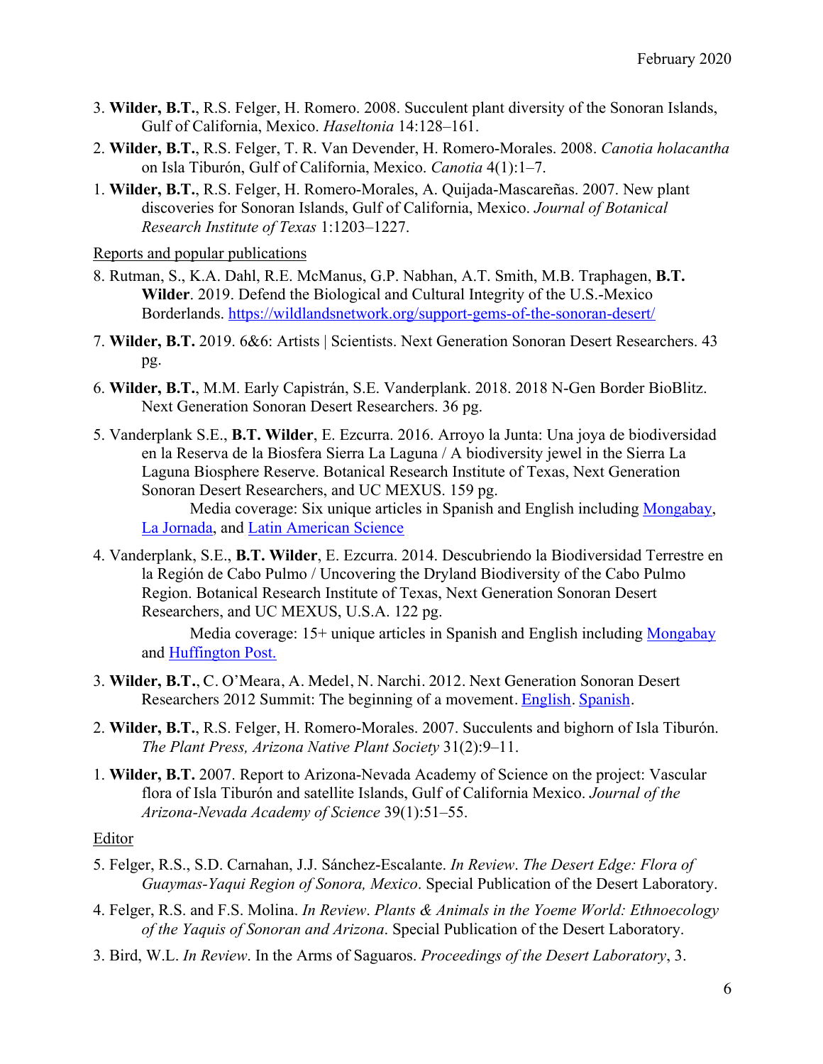3. **Wilder, B.T.**, R.S. Felger, H. Romero. 2008. Succulent plant diversity of the Sonoran Islands, Gulf of California, Mexico. *Haseltonia* 14:128–161.
2. **Wilder, B.T.**, R.S. Felger, T. R. Van Devender, H. Romero-Morales. 2008. *Canotia holacantha* on Isla Tiburón, Gulf of California, Mexico. *Canotia* 4(1):1–7.
1. **Wilder, B.T.**, R.S. Felger, H. Romero-Morales, A. Quijada-Mascareñas. 2007. New plant discoveries for Sonoran Islands, Gulf of California, Mexico. *Journal of Botanical Research Institute of Texas* 1:1203–1227.

Reports and popular publications

8. Rutman, S., K.A. Dahl, R.E. McManus, G.P. Nabhan, A.T. Smith, M.B. Traphagen, **B.T. Wilder**. 2019. Defend the Biological and Cultural Integrity of the U.S.-Mexico Borderlands. https://wildlandsnetwork.org/support-gems-of-the-sonoran-desert/
7. **Wilder, B.T.** 2019. 6&6: Artists | Scientists. Next Generation Sonoran Desert Researchers. 43 pg.
6. **Wilder, B.T.**, M.M. Early Capistrán, S.E. Vanderplank. 2018. 2018 N-Gen Border BioBlitz. Next Generation Sonoran Desert Researchers. 36 pg.
5. Vanderplank S.E., **B.T. Wilder**, E. Ezcurra. 2016. Arroyo la Junta: Una joya de biodiversidad en la Reserva de la Biosfera Sierra La Laguna / A biodiversity jewel in the Sierra La Laguna Biosphere Reserve. Botanical Research Institute of Texas, Next Generation Sonoran Desert Researchers, and UC MEXUS. 159 pg.
   Media coverage: Six unique articles in Spanish and English including Mongabay, La Jornada, and Latin American Science
4. Vanderplank, S.E., **B.T. Wilder**, E. Ezcurra. 2014. Descubriendo la Biodiversidad Terrestre en la Región de Cabo Pulmo / Uncovering the Dryland Biodiversity of the Cabo Pulmo Region. Botanical Research Institute of Texas, Next Generation Sonoran Desert Researchers, and UC MEXUS, U.S.A. 122 pg.
   Media coverage: 15+ unique articles in Spanish and English including Mongabay and Huffington Post.
3. **Wilder, B.T.**, C. O'Meara, A. Medel, N. Narchi. 2012. Next Generation Sonoran Desert Researchers 2012 Summit: The beginning of a movement. English. Spanish.
2. **Wilder, B.T.**, R.S. Felger, H. Romero-Morales. 2007. Succulents and bighorn of Isla Tiburón. *The Plant Press, Arizona Native Plant Society* 31(2):9–11.
1. **Wilder, B.T.** 2007. Report to Arizona-Nevada Academy of Science on the project: Vascular flora of Isla Tiburón and satellite Islands, Gulf of California Mexico. *Journal of the Arizona-Nevada Academy of Science* 39(1):51–55.

Editor

5. Felger, R.S., S.D. Carnahan, J.J. Sánchez-Escalante. *In Review*. *The Desert Edge: Flora of Guaymas-Yaqui Region of Sonora, Mexico*. Special Publication of the Desert Laboratory.
4. Felger, R.S. and F.S. Molina. *In Review*. *Plants & Animals in the Yoeme World: Ethnoecology of the Yaquis of Sonoran and Arizona*. Special Publication of the Desert Laboratory.
3. Bird, W.L. *In Review*. In the Arms of Saguaros. *Proceedings of the Desert Laboratory*, 3.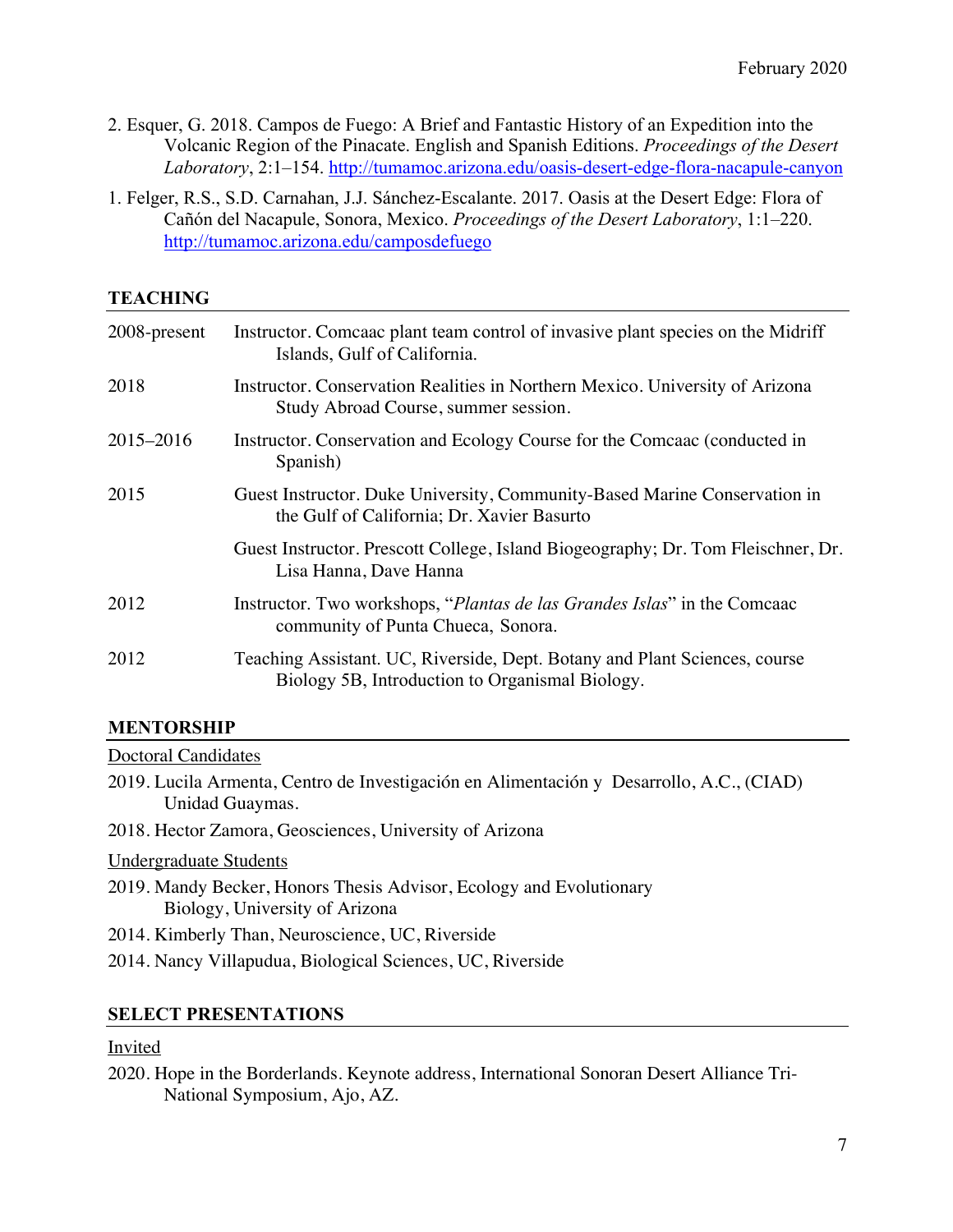2. Esquer, G. 2018. Campos de Fuego: A Brief and Fantastic History of an Expedition into the Volcanic Region of the Pinacate. English and Spanish Editions. *Proceedings of the Desert Laboratory*, 2:1–154. http://tumamoc.arizona.edu/oasis-desert-edge-flora-nacapule-canyon

1. Felger, R.S., S.D. Carnahan, J.J. Sánchez-Escalante. 2017. Oasis at the Desert Edge: Flora of Cañón del Nacapule, Sonora, Mexico. *Proceedings of the Desert Laboratory*, 1:1–220. http://tumamoc.arizona.edu/camposdefuego

## TEACHING

| | |
|---|---|
| 2008-present | Instructor. Comcaac plant team control of invasive plant species on the Midriff Islands, Gulf of California. |
| 2018 | Instructor. Conservation Realities in Northern Mexico. University of Arizona Study Abroad Course, summer session. |
| 2015–2016 | Instructor. Conservation and Ecology Course for the Comcaac (conducted in Spanish) |
| 2015 | Guest Instructor. Duke University, Community-Based Marine Conservation in the Gulf of California; Dr. Xavier Basurto |
| | Guest Instructor. Prescott College, Island Biogeography; Dr. Tom Fleischner, Dr. Lisa Hanna, Dave Hanna |
| 2012 | Instructor. Two workshops, "*Plantas de las Grandes Islas*" in the Comcaac community of Punta Chueca, Sonora. |
| 2012 | Teaching Assistant. UC, Riverside, Dept. Botany and Plant Sciences, course Biology 5B, Introduction to Organismal Biology. |

## MENTORSHIP

Doctoral Candidates

2019. Lucila Armenta, Centro de Investigación en Alimentación y Desarrollo, A.C., (CIAD) Unidad Guaymas.

2018. Hector Zamora, Geosciences, University of Arizona

Undergraduate Students

2019. Mandy Becker, Honors Thesis Advisor, Ecology and Evolutionary Biology, University of Arizona

2014. Kimberly Than, Neuroscience, UC, Riverside

2014. Nancy Villapudua, Biological Sciences, UC, Riverside

## SELECT PRESENTATIONS

Invited

2020. Hope in the Borderlands. Keynote address, International Sonoran Desert Alliance Tri-National Symposium, Ajo, AZ.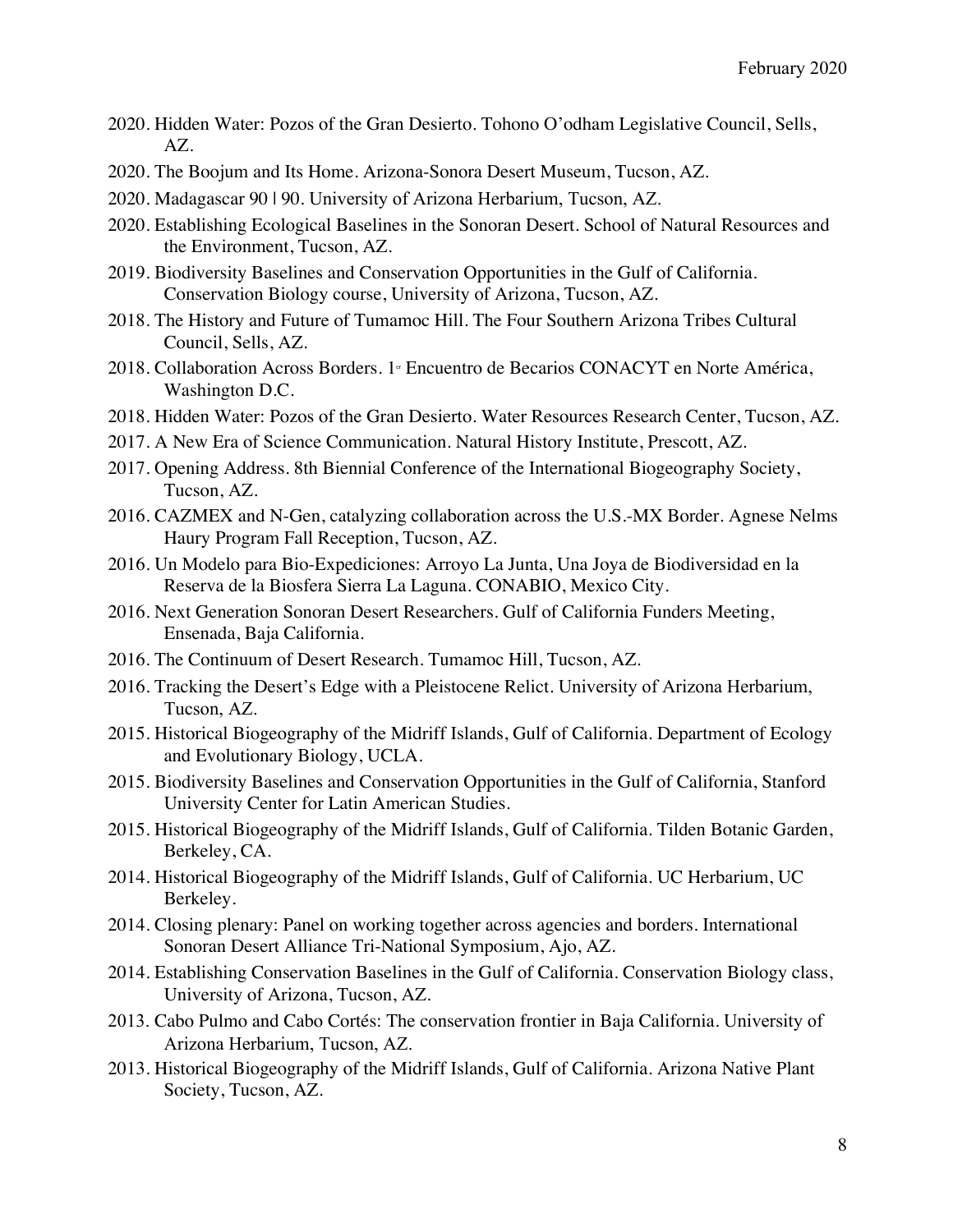- 2020. Hidden Water: Pozos of the Gran Desierto. Tohono O'odham Legislative Council, Sells, AZ.
- 2020. The Boojum and Its Home. Arizona-Sonora Desert Museum, Tucson, AZ.
- 2020. Madagascar 90 | 90. University of Arizona Herbarium, Tucson, AZ.
- 2020. Establishing Ecological Baselines in the Sonoran Desert. School of Natural Resources and the Environment, Tucson, AZ.
- 2019. Biodiversity Baselines and Conservation Opportunities in the Gulf of California. Conservation Biology course, University of Arizona, Tucson, AZ.
- 2018. The History and Future of Tumamoc Hill. The Four Southern Arizona Tribes Cultural Council, Sells, AZ.
- 2018. Collaboration Across Borders. 1er Encuentro de Becarios CONACYT en Norte América, Washington D.C.
- 2018. Hidden Water: Pozos of the Gran Desierto. Water Resources Research Center, Tucson, AZ.
- 2017. A New Era of Science Communication. Natural History Institute, Prescott, AZ.
- 2017. Opening Address. 8th Biennial Conference of the International Biogeography Society, Tucson, AZ.
- 2016. CAZMEX and N-Gen, catalyzing collaboration across the U.S.-MX Border. Agnese Nelms Haury Program Fall Reception, Tucson, AZ.
- 2016. Un Modelo para Bio-Expediciones: Arroyo La Junta, Una Joya de Biodiversidad en la Reserva de la Biosfera Sierra La Laguna. CONABIO, Mexico City.
- 2016. Next Generation Sonoran Desert Researchers. Gulf of California Funders Meeting, Ensenada, Baja California.
- 2016. The Continuum of Desert Research. Tumamoc Hill, Tucson, AZ.
- 2016. Tracking the Desert's Edge with a Pleistocene Relict. University of Arizona Herbarium, Tucson, AZ.
- 2015. Historical Biogeography of the Midriff Islands, Gulf of California. Department of Ecology and Evolutionary Biology, UCLA.
- 2015. Biodiversity Baselines and Conservation Opportunities in the Gulf of California, Stanford University Center for Latin American Studies.
- 2015. Historical Biogeography of the Midriff Islands, Gulf of California. Tilden Botanic Garden, Berkeley, CA.
- 2014. Historical Biogeography of the Midriff Islands, Gulf of California. UC Herbarium, UC Berkeley.
- 2014. Closing plenary: Panel on working together across agencies and borders. International Sonoran Desert Alliance Tri-National Symposium, Ajo, AZ.
- 2014. Establishing Conservation Baselines in the Gulf of California. Conservation Biology class, University of Arizona, Tucson, AZ.
- 2013. Cabo Pulmo and Cabo Cortés: The conservation frontier in Baja California. University of Arizona Herbarium, Tucson, AZ.
- 2013. Historical Biogeography of the Midriff Islands, Gulf of California. Arizona Native Plant Society, Tucson, AZ.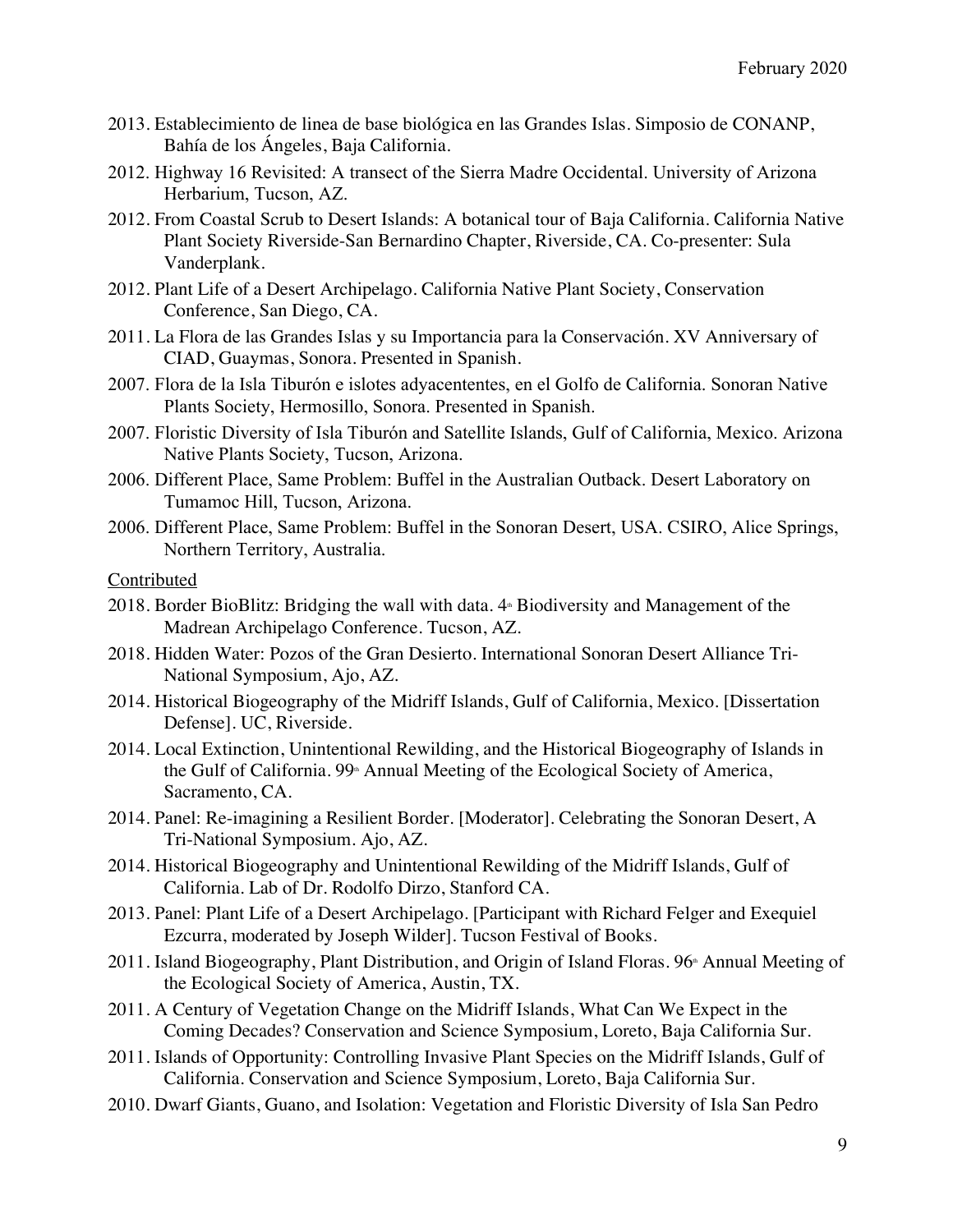2013. Establecimiento de linea de base biológica en las Grandes Islas. Simposio de CONANP, Bahía de los Ángeles, Baja California.

2012. Highway 16 Revisited: A transect of the Sierra Madre Occidental. University of Arizona Herbarium, Tucson, AZ.

2012. From Coastal Scrub to Desert Islands: A botanical tour of Baja California. California Native Plant Society Riverside-San Bernardino Chapter, Riverside, CA. Co-presenter: Sula Vanderplank.

2012. Plant Life of a Desert Archipelago. California Native Plant Society, Conservation Conference, San Diego, CA.

2011. La Flora de las Grandes Islas y su Importancia para la Conservación. XV Anniversary of CIAD, Guaymas, Sonora. Presented in Spanish.

2007. Flora de la Isla Tiburón e islotes adyacententes, en el Golfo de California. Sonoran Native Plants Society, Hermosillo, Sonora. Presented in Spanish.

2007. Floristic Diversity of Isla Tiburón and Satellite Islands, Gulf of California, Mexico. Arizona Native Plants Society, Tucson, Arizona.

2006. Different Place, Same Problem: Buffel in the Australian Outback. Desert Laboratory on Tumamoc Hill, Tucson, Arizona.

2006. Different Place, Same Problem: Buffel in the Sonoran Desert, USA. CSIRO, Alice Springs, Northern Territory, Australia.

Contributed

2018. Border BioBlitz: Bridging the wall with data. 4th Biodiversity and Management of the Madrean Archipelago Conference. Tucson, AZ.

2018. Hidden Water: Pozos of the Gran Desierto. International Sonoran Desert Alliance Tri-National Symposium, Ajo, AZ.

2014. Historical Biogeography of the Midriff Islands, Gulf of California, Mexico. [Dissertation Defense]. UC, Riverside.

2014. Local Extinction, Unintentional Rewilding, and the Historical Biogeography of Islands in the Gulf of California. 99th Annual Meeting of the Ecological Society of America, Sacramento, CA.

2014. Panel: Re-imagining a Resilient Border. [Moderator]. Celebrating the Sonoran Desert, A Tri-National Symposium. Ajo, AZ.

2014. Historical Biogeography and Unintentional Rewilding of the Midriff Islands, Gulf of California. Lab of Dr. Rodolfo Dirzo, Stanford CA.

2013. Panel: Plant Life of a Desert Archipelago. [Participant with Richard Felger and Exequiel Ezcurra, moderated by Joseph Wilder]. Tucson Festival of Books.

2011. Island Biogeography, Plant Distribution, and Origin of Island Floras. 96th Annual Meeting of the Ecological Society of America, Austin, TX.

2011. A Century of Vegetation Change on the Midriff Islands, What Can We Expect in the Coming Decades? Conservation and Science Symposium, Loreto, Baja California Sur.

2011. Islands of Opportunity: Controlling Invasive Plant Species on the Midriff Islands, Gulf of California. Conservation and Science Symposium, Loreto, Baja California Sur.

2010. Dwarf Giants, Guano, and Isolation: Vegetation and Floristic Diversity of Isla San Pedro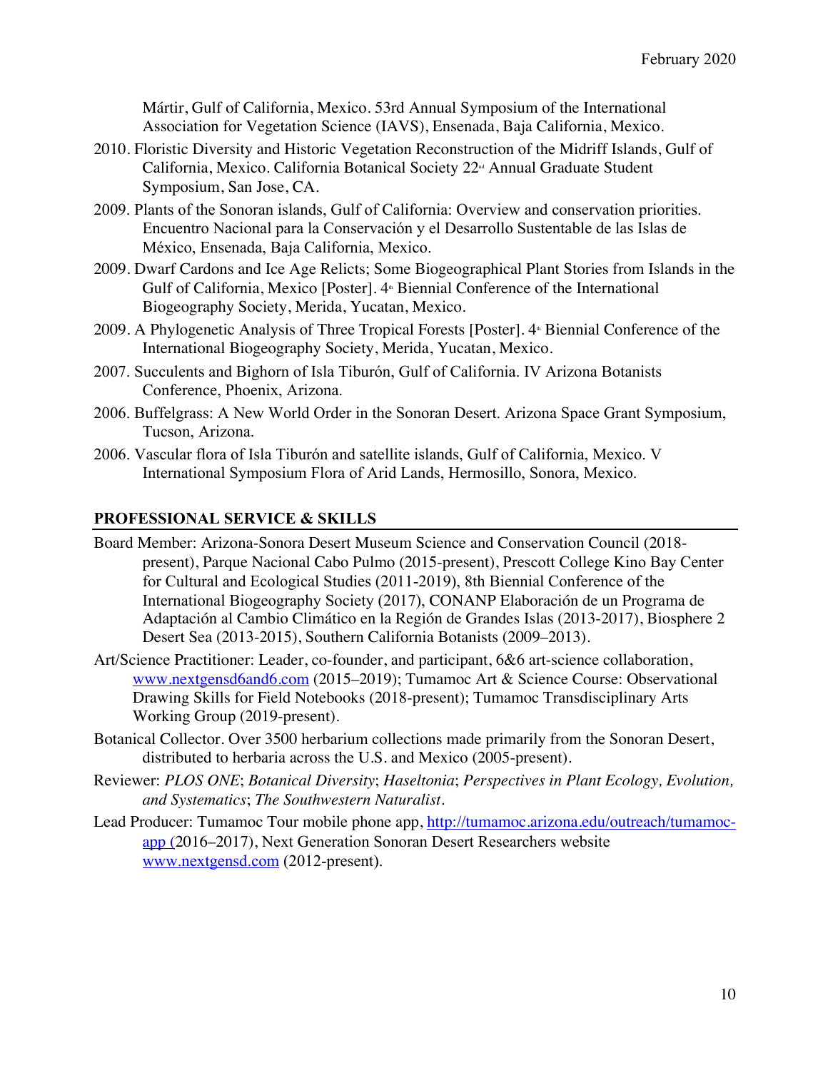Mártir, Gulf of California, Mexico. 53rd Annual Symposium of the International Association for Vegetation Science (IAVS), Ensenada, Baja California, Mexico.

2010. Floristic Diversity and Historic Vegetation Reconstruction of the Midriff Islands, Gulf of California, Mexico. California Botanical Society 22nd Annual Graduate Student Symposium, San Jose, CA.

2009. Plants of the Sonoran islands, Gulf of California: Overview and conservation priorities. Encuentro Nacional para la Conservación y el Desarrollo Sustentable de las Islas de México, Ensenada, Baja California, Mexico.

2009. Dwarf Cardons and Ice Age Relicts; Some Biogeographical Plant Stories from Islands in the Gulf of California, Mexico [Poster]. 4th Biennial Conference of the International Biogeography Society, Merida, Yucatan, Mexico.

2009. A Phylogenetic Analysis of Three Tropical Forests [Poster]. 4th Biennial Conference of the International Biogeography Society, Merida, Yucatan, Mexico.

2007. Succulents and Bighorn of Isla Tiburón, Gulf of California. IV Arizona Botanists Conference, Phoenix, Arizona.

2006. Buffelgrass: A New World Order in the Sonoran Desert. Arizona Space Grant Symposium, Tucson, Arizona.

2006. Vascular flora of Isla Tiburón and satellite islands, Gulf of California, Mexico. V International Symposium Flora of Arid Lands, Hermosillo, Sonora, Mexico.

## PROFESSIONAL SERVICE & SKILLS

Board Member: Arizona-Sonora Desert Museum Science and Conservation Council (2018-present), Parque Nacional Cabo Pulmo (2015-present), Prescott College Kino Bay Center for Cultural and Ecological Studies (2011-2019), 8th Biennial Conference of the International Biogeography Society (2017), CONANP Elaboración de un Programa de Adaptación al Cambio Climático en la Región de Grandes Islas (2013-2017), Biosphere 2 Desert Sea (2013-2015), Southern California Botanists (2009–2013).

Art/Science Practitioner: Leader, co-founder, and participant, 6&6 art-science collaboration, www.nextgensd6and6.com (2015–2019); Tumamoc Art & Science Course: Observational Drawing Skills for Field Notebooks (2018-present); Tumamoc Transdisciplinary Arts Working Group (2019-present).

Botanical Collector. Over 3500 herbarium collections made primarily from the Sonoran Desert, distributed to herbaria across the U.S. and Mexico (2005-present).

Reviewer: *PLOS ONE*; *Botanical Diversity*; *Haseltonia*; *Perspectives in Plant Ecology, Evolution, and Systematics*; *The Southwestern Naturalist*.

Lead Producer: Tumamoc Tour mobile phone app, http://tumamoc.arizona.edu/outreach/tumamoc-app (2016–2017), Next Generation Sonoran Desert Researchers website www.nextgensd.com (2012-present).